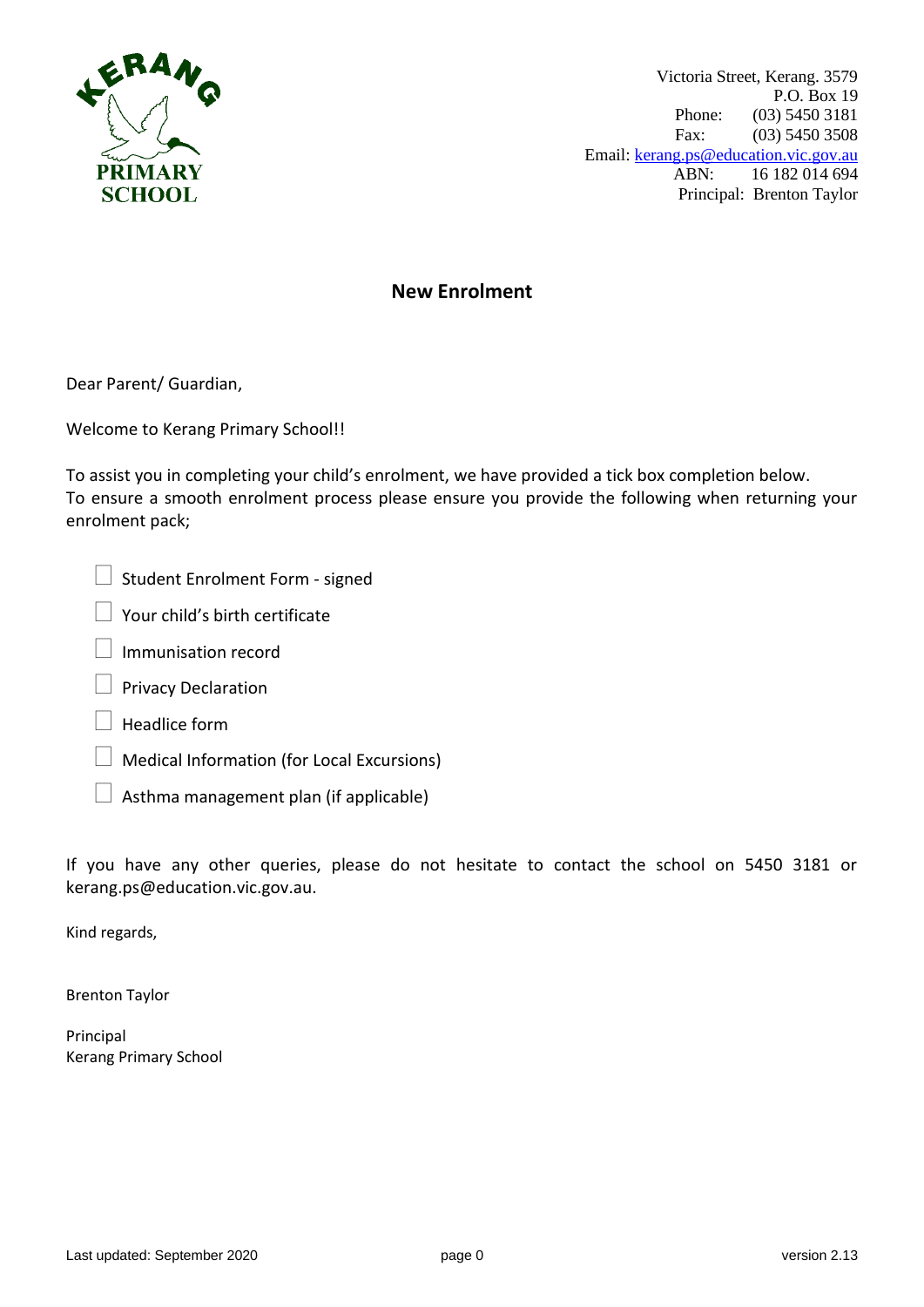KERANG PRIMARY SCHOOL

Victoria Street, Kerang. 3579
P.O. Box 19
Phone: (03) 5450 3181
Fax: (03) 5450 3508
Email: kerang.ps@education.vic.gov.au
ABN: 16 182 014 694
Principal: Brenton Taylor

## New Enrolment

Dear Parent/ Guardian,

Welcome to Kerang Primary School!!

To assist you in completing your child's enrolment, we have provided a tick box completion below.
To ensure a smooth enrolment process please ensure you provide the following when returning your enrolment pack;

- ☐ Student Enrolment Form - signed
- ☐ Your child's birth certificate
- ☐ Immunisation record
- ☐ Privacy Declaration
- ☐ Headlice form
- ☐ Medical Information (for Local Excursions)
- ☐ Asthma management plan (if applicable)

If you have any other queries, please do not hesitate to contact the school on 5450 3181 or kerang.ps@education.vic.gov.au.

Kind regards,

Brenton Taylor

Principal
Kerang Primary School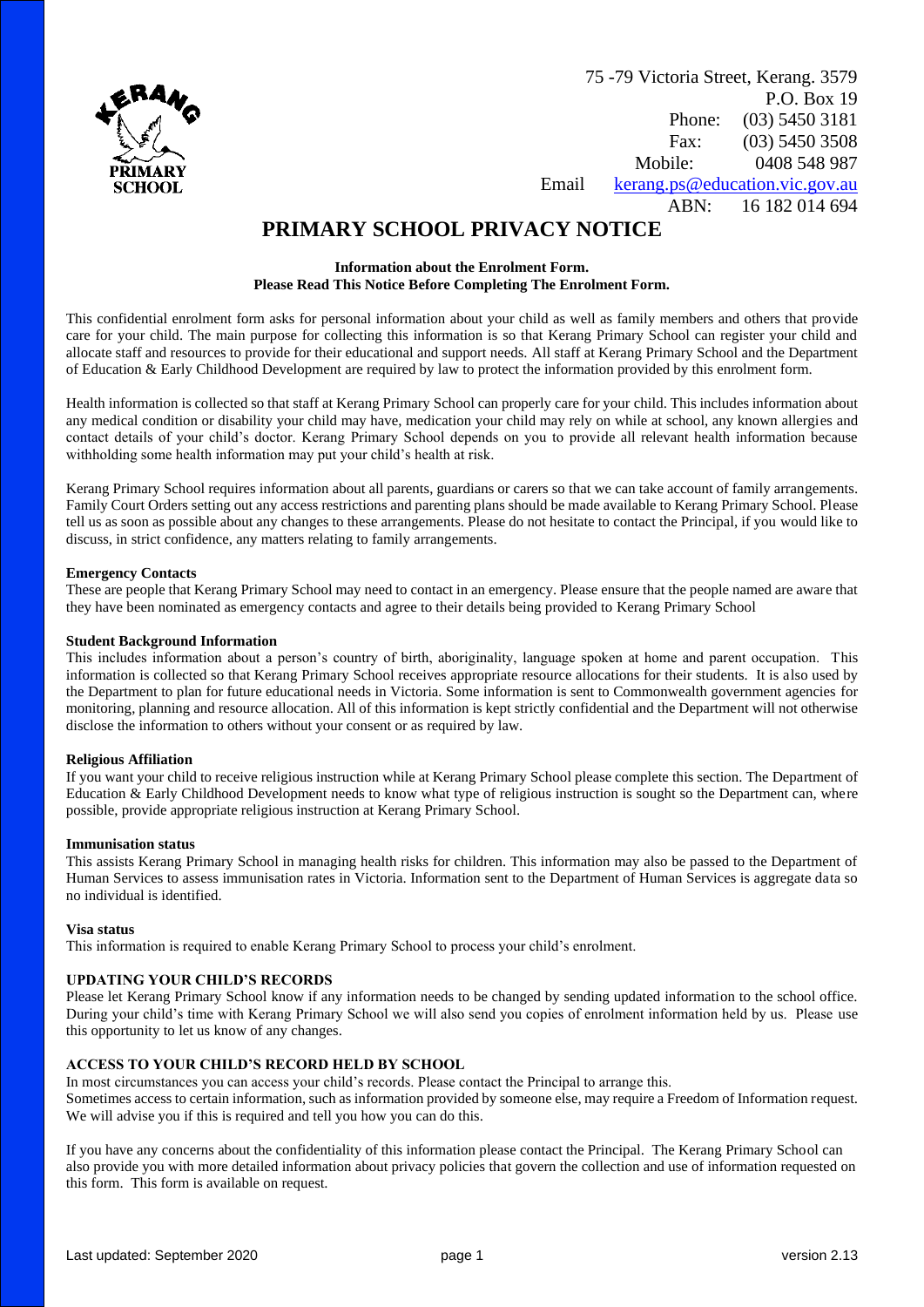75 -79 Victoria Street, Kerang. 3579
P.O. Box 19
Phone: (03) 5450 3181
Fax: (03) 5450 3508
Mobile: 0408 548 987
Email kerang.ps@education.vic.gov.au
ABN: 16 182 014 694

# PRIMARY SCHOOL PRIVACY NOTICE

**Information about the Enrolment Form.**
**Please Read This Notice Before Completing The Enrolment Form.**

This confidential enrolment form asks for personal information about your child as well as family members and others that provide care for your child. The main purpose for collecting this information is so that Kerang Primary School can register your child and allocate staff and resources to provide for their educational and support needs. All staff at Kerang Primary School and the Department of Education & Early Childhood Development are required by law to protect the information provided by this enrolment form.

Health information is collected so that staff at Kerang Primary School can properly care for your child. This includes information about any medical condition or disability your child may have, medication your child may rely on while at school, any known allergies and contact details of your child's doctor. Kerang Primary School depends on you to provide all relevant health information because withholding some health information may put your child's health at risk.

Kerang Primary School requires information about all parents, guardians or carers so that we can take account of family arrangements. Family Court Orders setting out any access restrictions and parenting plans should be made available to Kerang Primary School. Please tell us as soon as possible about any changes to these arrangements. Please do not hesitate to contact the Principal, if you would like to discuss, in strict confidence, any matters relating to family arrangements.

**Emergency Contacts**
These are people that Kerang Primary School may need to contact in an emergency. Please ensure that the people named are aware that they have been nominated as emergency contacts and agree to their details being provided to Kerang Primary School

**Student Background Information**
This includes information about a person's country of birth, aboriginality, language spoken at home and parent occupation. This information is collected so that Kerang Primary School receives appropriate resource allocations for their students. It is also used by the Department to plan for future educational needs in Victoria. Some information is sent to Commonwealth government agencies for monitoring, planning and resource allocation. All of this information is kept strictly confidential and the Department will not otherwise disclose the information to others without your consent or as required by law.

**Religious Affiliation**
If you want your child to receive religious instruction while at Kerang Primary School please complete this section. The Department of Education & Early Childhood Development needs to know what type of religious instruction is sought so the Department can, where possible, provide appropriate religious instruction at Kerang Primary School.

**Immunisation status**
This assists Kerang Primary School in managing health risks for children. This information may also be passed to the Department of Human Services to assess immunisation rates in Victoria. Information sent to the Department of Human Services is aggregate data so no individual is identified.

**Visa status**
This information is required to enable Kerang Primary School to process your child's enrolment.

**UPDATING YOUR CHILD'S RECORDS**
Please let Kerang Primary School know if any information needs to be changed by sending updated information to the school office. During your child's time with Kerang Primary School we will also send you copies of enrolment information held by us. Please use this opportunity to let us know of any changes.

**ACCESS TO YOUR CHILD'S RECORD HELD BY SCHOOL**
In most circumstances you can access your child's records. Please contact the Principal to arrange this.
Sometimes access to certain information, such as information provided by someone else, may require a Freedom of Information request. We will advise you if this is required and tell you how you can do this.

If you have any concerns about the confidentiality of this information please contact the Principal. The Kerang Primary School can also provide you with more detailed information about privacy policies that govern the collection and use of information requested on this form. This form is available on request.

Last updated: September 2020 version 2.13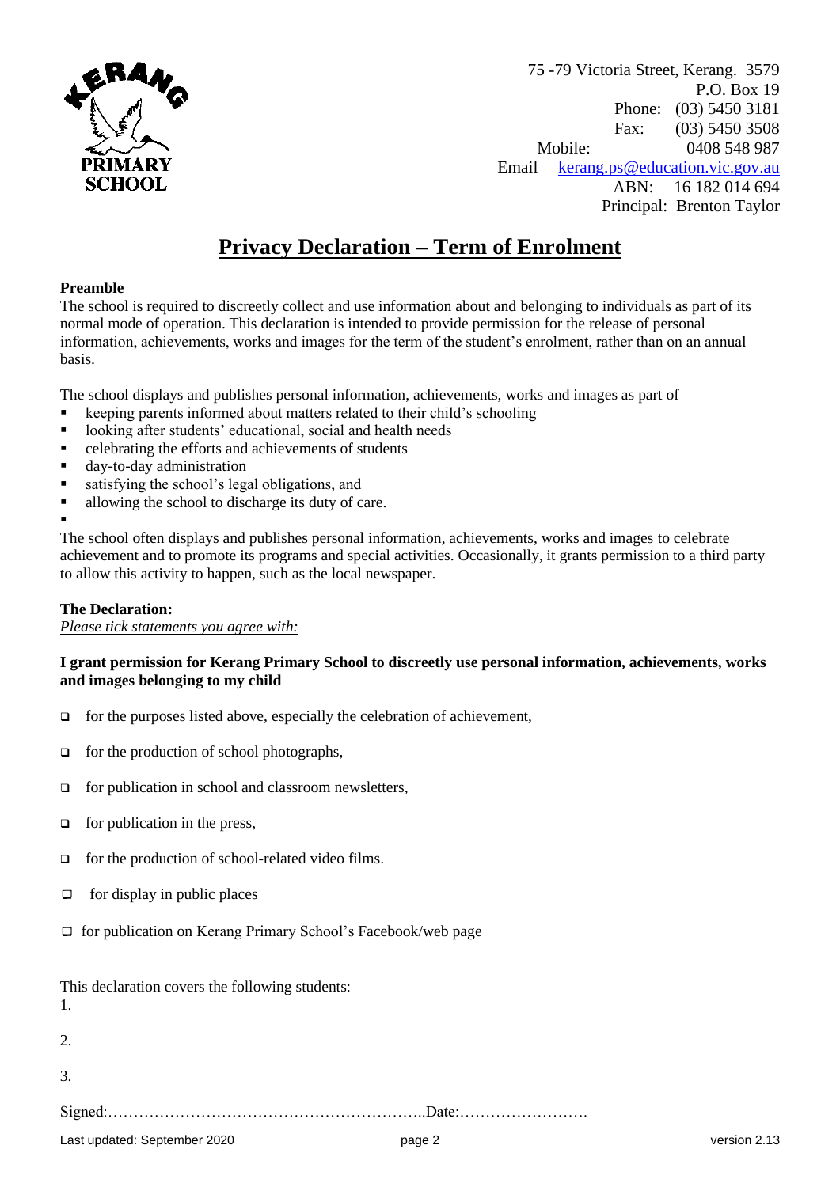KERANG PRIMARY SCHOOL

75 -79 Victoria Street, Kerang. 3579
P.O. Box 19
Phone: (03) 5450 3181
Fax: (03) 5450 3508
Mobile: 0408 548 987
Email kerang.ps@education.vic.gov.au
ABN: 16 182 014 694
Principal: Brenton Taylor

# Privacy Declaration – Term of Enrolment

**Preamble**

The school is required to discreetly collect and use information about and belonging to individuals as part of its normal mode of operation. This declaration is intended to provide permission for the release of personal information, achievements, works and images for the term of the student's enrolment, rather than on an annual basis.

The school displays and publishes personal information, achievements, works and images as part of

- keeping parents informed about matters related to their child's schooling
- looking after students' educational, social and health needs
- celebrating the efforts and achievements of students
- day-to-day administration
- satisfying the school's legal obligations, and
- allowing the school to discharge its duty of care.

The school often displays and publishes personal information, achievements, works and images to celebrate achievement and to promote its programs and special activities. Occasionally, it grants permission to a third party to allow this activity to happen, such as the local newspaper.

**The Declaration:**

*Please tick statements you agree with:*

**I grant permission for Kerang Primary School to discreetly use personal information, achievements, works and images belonging to my child**

- ☐ for the purposes listed above, especially the celebration of achievement,
- ☐ for the production of school photographs,
- ☐ for publication in school and classroom newsletters,
- ☐ for publication in the press,
- ☐ for the production of school-related video films.
- ☐ for display in public places
- ☐ for publication on Kerang Primary School's Facebook/web page

This declaration covers the following students:

1.

2.

3.

Signed:……………………………………………………..Date:…………………….

Last updated: September 2020 version 2.13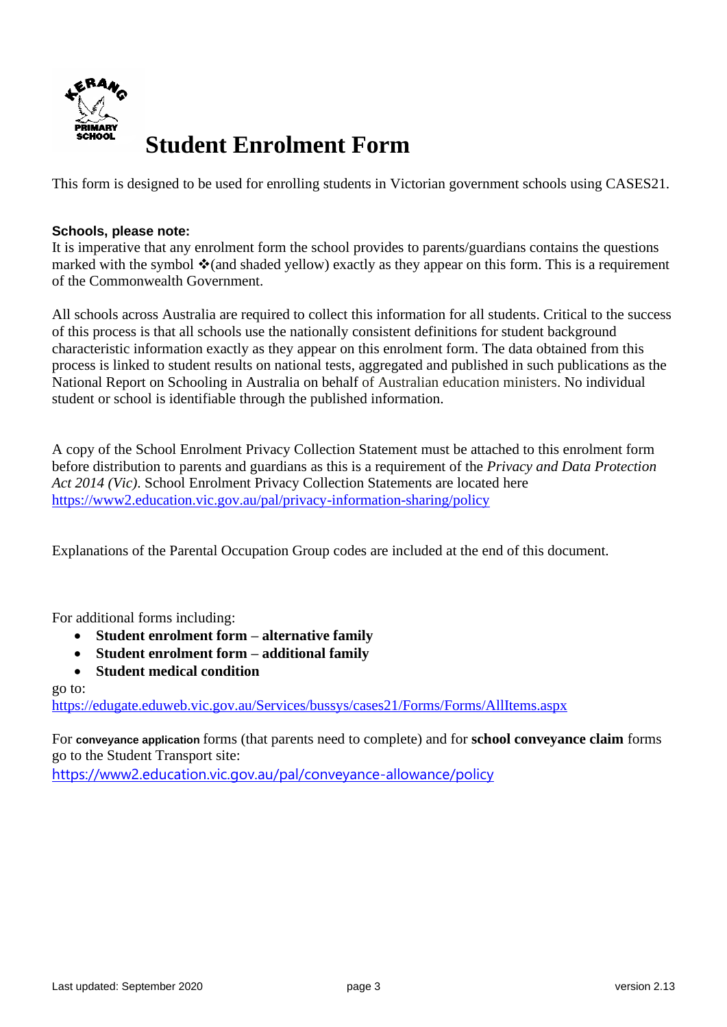# Student Enrolment Form

This form is designed to be used for enrolling students in Victorian government schools using CASES21.

**Schools, please note:**
It is imperative that any enrolment form the school provides to parents/guardians contains the questions marked with the symbol ❖(and shaded yellow) exactly as they appear on this form. This is a requirement of the Commonwealth Government.

All schools across Australia are required to collect this information for all students. Critical to the success of this process is that all schools use the nationally consistent definitions for student background characteristic information exactly as they appear on this enrolment form. The data obtained from this process is linked to student results on national tests, aggregated and published in such publications as the National Report on Schooling in Australia on behalf of Australian education ministers. No individual student or school is identifiable through the published information.

A copy of the School Enrolment Privacy Collection Statement must be attached to this enrolment form before distribution to parents and guardians as this is a requirement of the *Privacy and Data Protection Act 2014 (Vic)*. School Enrolment Privacy Collection Statements are located here https://www2.education.vic.gov.au/pal/privacy-information-sharing/policy

Explanations of the Parental Occupation Group codes are included at the end of this document.

For additional forms including:

- **Student enrolment form – alternative family**
- **Student enrolment form – additional family**
- **Student medical condition**

go to:
https://edugate.eduweb.vic.gov.au/Services/bussys/cases21/Forms/Forms/AllItems.aspx

For **conveyance application** forms (that parents need to complete) and for **school conveyance claim** forms go to the Student Transport site:
https://www2.education.vic.gov.au/pal/conveyance-allowance/policy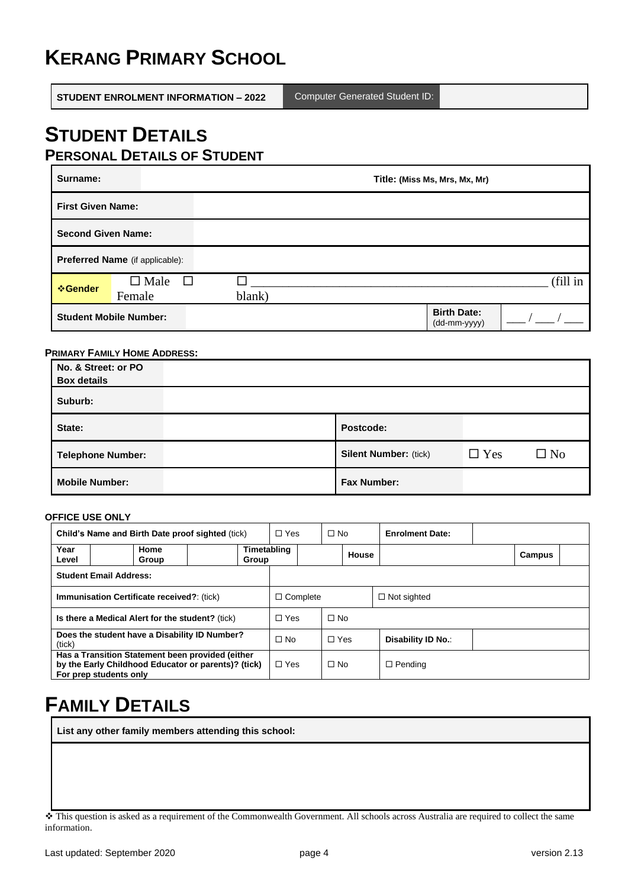# KERANG PRIMARY SCHOOL

| STUDENT ENROLMENT INFORMATION – 2022 | Computer Generated Student ID: | |
|---|---|---|

# STUDENT DETAILS

## PERSONAL DETAILS OF STUDENT

| **Surname:** | | **Title:** (Miss Ms, Mrs, Mx, Mr) | |
|---|---|---|---|
| **First Given Name:** | | | |
| **Second Given Name:** | | | |
| **Preferred Name** (if applicable): | | | |
| ❖**Gender** | ☐ Male ☐ Female | ☐ ______________________________ (fill in blank) | |
| **Student Mobile Number:** | | **Birth Date:** (dd-mm-yyyy) | ___ / ___ / ___ |

**PRIMARY FAMILY HOME ADDRESS:**

| **No. & Street: or PO Box details** | | | |
|---|---|---|---|
| **Suburb:** | | | |
| **State:** | | **Postcode:** | |
| **Telephone Number:** | | **Silent Number:** (tick) | ☐ Yes ☐ No |
| **Mobile Number:** | | **Fax Number:** | |

**OFFICE USE ONLY**

| **Child's Name and Birth Date proof sighted** (tick) | | | | | ☐ Yes | | ☐ No | **Enrolment Date:** | | | |
|---|---|---|---|---|---|---|---|---|---|---|---|
| **Year Level** | | **Home Group** | | **Timetabling Group** | | | **House** | | | **Campus** | |
| **Student Email Address:** | | | | | | | | | | | |
| **Immunisation Certificate received?**: (tick) | | | | | ☐ Complete | | | ☐ Not sighted | | | |
| **Is there a Medical Alert for the student?** (tick) | | | | | ☐ Yes | | ☐ No | | | | |
| **Does the student have a Disability ID Number?** (tick) | | | | | ☐ No | | ☐ Yes | **Disability ID No.**: | | | |
| **Has a Transition Statement been provided (either by the Early Childhood Educator or parents)? (tick) For prep students only** | | | | | ☐ Yes | | ☐ No | ☐ Pending | | | |

# FAMILY DETAILS

| **List any other family members attending this school:** |
|---|
| |

❖ This question is asked as a requirement of the Commonwealth Government. All schools across Australia are required to collect the same information.

Last updated: September 2020 | version 2.13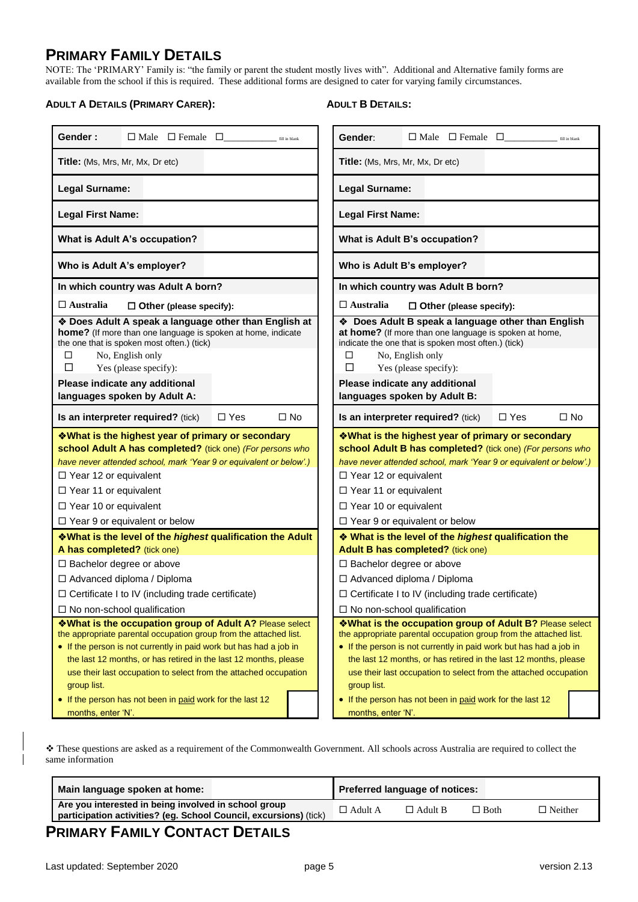# PRIMARY FAMILY DETAILS

NOTE: The 'PRIMARY' Family is: "the family or parent the student mostly lives with". Additional and Alternative family forms are available from the school if this is required. These additional forms are designed to cater for varying family circumstances.

### ADULT A DETAILS (PRIMARY CARER):

| | |
|---|---|
| **Gender :** | ☐ Male ☐ Female ☐__________ fill in blank |
| **Title:** (Ms, Mrs, Mr, Mx, Dr etc) | |
| **Legal Surname:** | |
| **Legal First Name:** | |
| **What is Adult A's occupation?** | |
| **Who is Adult A's employer?** | |
| **In which country was Adult A born?** | |
| ☐ **Australia** | ☐ **Other (please specify):** |
| ❖ **Does Adult A speak a language other than English at home?** (If more than one language is spoken at home, indicate the one that is spoken most often.) (tick)<br>☐ No, English only<br>☐ Yes (please specify): | |
| **Please indicate any additional languages spoken by Adult A:** | |
| **Is an interpreter required?** (tick) | ☐ Yes ☐ No |
| ❖**What is the highest year of primary or secondary school Adult A has completed?** (tick one) *(For persons who have never attended school, mark 'Year 9 or equivalent or below'.)*<br>☐ Year 12 or equivalent<br>☐ Year 11 or equivalent<br>☐ Year 10 or equivalent<br>☐ Year 9 or equivalent or below | |
| ❖**What is the level of the *highest* qualification the Adult A has completed?** (tick one)<br>☐ Bachelor degree or above<br>☐ Advanced diploma / Diploma<br>☐ Certificate I to IV (including trade certificate)<br>☐ No non-school qualification | |
| ❖**What is the occupation group of Adult A?** Please select the appropriate parental occupation group from the attached list.<br>• If the person is not currently in paid work but has had a job in the last 12 months, or has retired in the last 12 months, please use their last occupation to select from the attached occupation group list.<br>• If the person has not been in paid work for the last 12 months, enter 'N'. | |

### ADULT B DETAILS:

| | |
|---|---|
| **Gender:** | ☐ Male ☐ Female ☐__________ fill in blank |
| **Title:** (Ms, Mrs, Mr, Mx, Dr etc) | |
| **Legal Surname:** | |
| **Legal First Name:** | |
| **What is Adult B's occupation?** | |
| **Who is Adult B's employer?** | |
| **In which country was Adult B born?** | |
| ☐ **Australia** | ☐ **Other (please specify):** |
| ❖ **Does Adult B speak a language other than English at home?** (If more than one language is spoken at home, indicate the one that is spoken most often.) (tick)<br>☐ No, English only<br>☐ Yes (please specify): | |
| **Please indicate any additional languages spoken by Adult B:** | |
| **Is an interpreter required?** (tick) | ☐ Yes ☐ No |
| ❖**What is the highest year of primary or secondary school Adult B has completed?** (tick one) *(For persons who have never attended school, mark 'Year 9 or equivalent or below'.)*<br>☐ Year 12 or equivalent<br>☐ Year 11 or equivalent<br>☐ Year 10 or equivalent<br>☐ Year 9 or equivalent or below | |
| ❖ **What is the level of the *highest* qualification the Adult B has completed?** (tick one)<br>☐ Bachelor degree or above<br>☐ Advanced diploma / Diploma<br>☐ Certificate I to IV (including trade certificate)<br>☐ No non-school qualification | |
| ❖**What is the occupation group of Adult B?** Please select the appropriate parental occupation group from the attached list.<br>• If the person is not currently in paid work but has had a job in the last 12 months, or has retired in the last 12 months, please use their last occupation to select from the attached occupation group list.<br>• If the person has not been in paid work for the last 12 months, enter 'N'. | |

❖ These questions are asked as a requirement of the Commonwealth Government. All schools across Australia are required to collect the same information

| **Main language spoken at home:** | | **Preferred language of notices:** | | |
|---|---|---|---|---|
| **Are you interested in being involved in school group participation activities? (eg. School Council, excursions)** (tick) | ☐ Adult A | ☐ Adult B | ☐ Both | ☐ Neither |

# PRIMARY FAMILY CONTACT DETAILS

Last updated: September 2020 version 2.13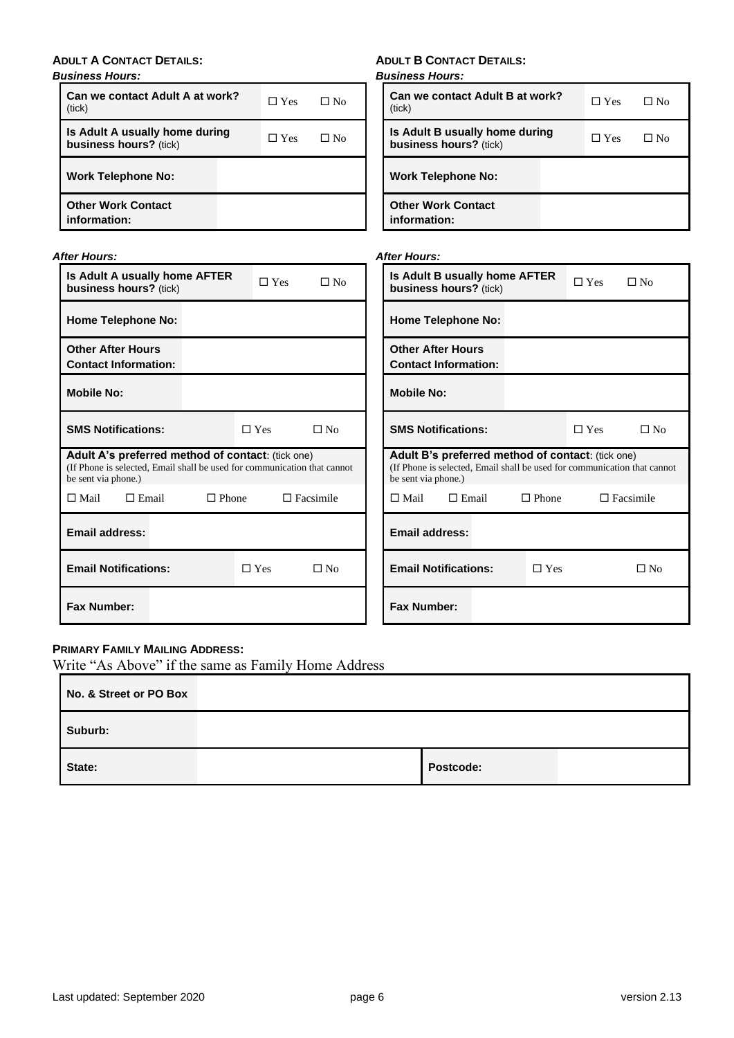## ADULT A CONTACT DETAILS:

***Business Hours:***

| | | | |
|---|---|---|---|
| **Can we contact Adult A at work?** (tick) | | ☐ Yes | ☐ No |
| **Is Adult A usually home during business hours?** (tick) | | ☐ Yes | ☐ No |
| **Work Telephone No:** | | | |
| **Other Work Contact information:** | | | |

***After Hours:***

| | | | |
|---|---|---|---|
| **Is Adult A usually home AFTER business hours?** (tick) | | ☐ Yes | ☐ No |
| **Home Telephone No:** | | | |
| **Other After Hours Contact Information:** | | | |
| **Mobile No:** | | | |
| **SMS Notifications:** | | ☐ Yes | ☐ No |

**Adult A's preferred method of contact**: (tick one)
(If Phone is selected, Email shall be used for communication that cannot be sent via phone.)

☐ Mail ☐ Email ☐ Phone ☐ Facsimile

| | | | |
|---|---|---|---|
| **Email address:** | | | |
| **Email Notifications:** | | ☐ Yes | ☐ No |
| **Fax Number:** | | | |

## ADULT B CONTACT DETAILS:

***Business Hours:***

| | | | |
|---|---|---|---|
| **Can we contact Adult B at work?** (tick) | | ☐ Yes | ☐ No |
| **Is Adult B usually home during business hours?** (tick) | | ☐ Yes | ☐ No |
| **Work Telephone No:** | | | |
| **Other Work Contact information:** | | | |

***After Hours:***

| | | | |
|---|---|---|---|
| **Is Adult B usually home AFTER business hours?** (tick) | | ☐ Yes | ☐ No |
| **Home Telephone No:** | | | |
| **Other After Hours Contact Information:** | | | |
| **Mobile No:** | | | |
| **SMS Notifications:** | | ☐ Yes | ☐ No |

**Adult B's preferred method of contact**: (tick one)
(If Phone is selected, Email shall be used for communication that cannot be sent via phone.)

☐ Mail ☐ Email ☐ Phone ☐ Facsimile

| | | | |
|---|---|---|---|
| **Email address:** | | | |
| **Email Notifications:** | | ☐ Yes | ☐ No |
| **Fax Number:** | | | |

## PRIMARY FAMILY MAILING ADDRESS:

Write "As Above" if the same as Family Home Address

| | | | |
|---|---|---|---|
| **No. & Street or PO Box** | | | |
| **Suburb:** | | | |
| **State:** | | **Postcode:** | |

Last updated: September 2020 version 2.13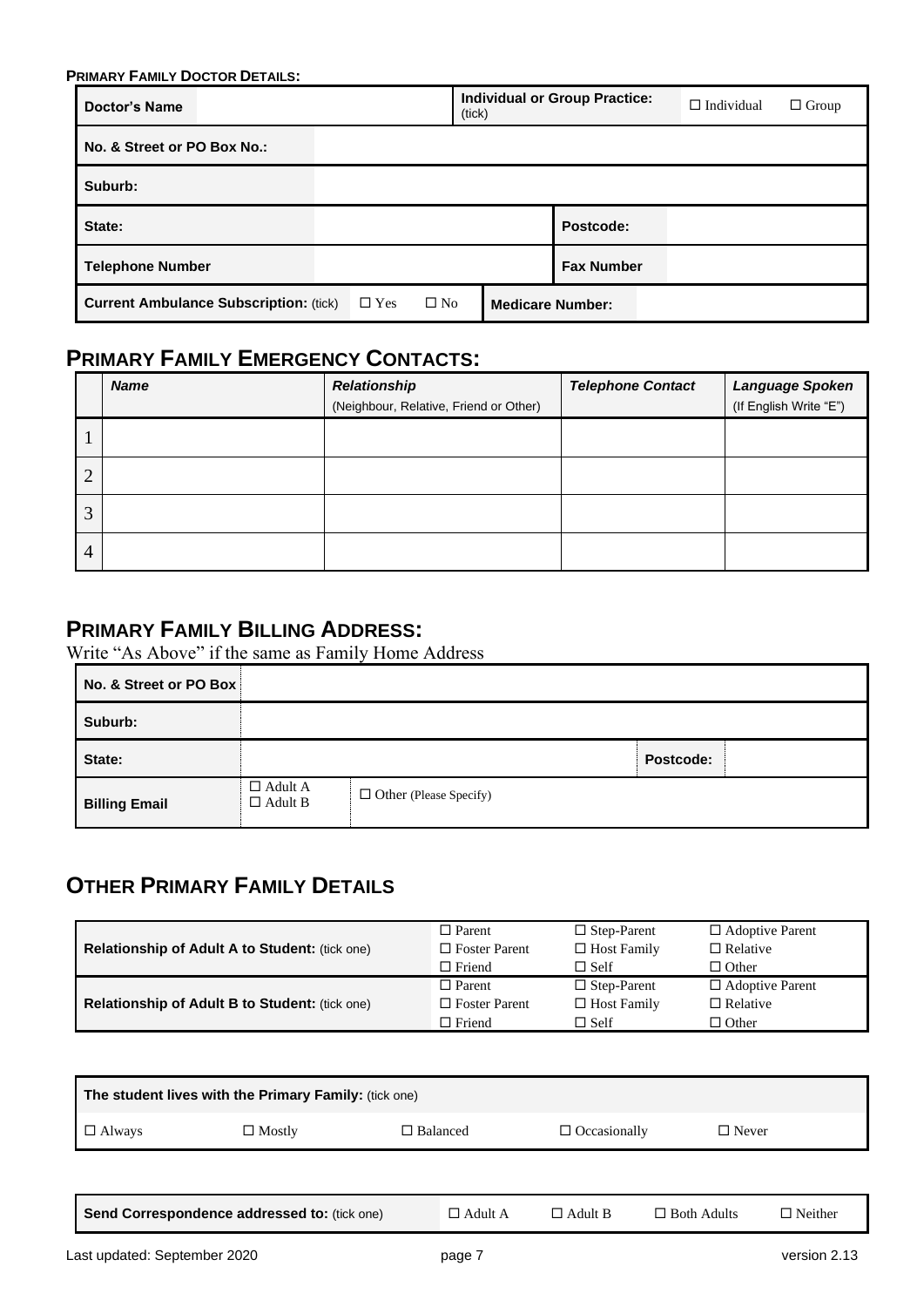**PRIMARY FAMILY DOCTOR DETAILS:**

| Doctor's Name | | Individual or Group Practice: (tick) | ☐ Individual ☐ Group |
|---|---|---|---|
| No. & Street or PO Box No.: | | | |
| Suburb: | | | |
| State: | | Postcode: | |
| Telephone Number | | Fax Number | |
| Current Ambulance Subscription: (tick) | ☐ Yes ☐ No | Medicare Number: | |

## PRIMARY FAMILY EMERGENCY CONTACTS:

| | *Name* | *Relationship* (Neighbour, Relative, Friend or Other) | *Telephone Contact* | *Language Spoken* (If English Write "E") |
|---|---|---|---|---|
| 1 | | | | |
| 2 | | | | |
| 3 | | | | |
| 4 | | | | |

## PRIMARY FAMILY BILLING ADDRESS:

Write "As Above" if the same as Family Home Address

| No. & Street or PO Box | | | |
|---|---|---|---|
| Suburb: | | | |
| State: | | Postcode: | |
| Billing Email | ☐ Adult A ☐ Adult B | ☐ Other (Please Specify) | |

## OTHER PRIMARY FAMILY DETAILS

| | | | |
|---|---|---|---|
| **Relationship of Adult A to Student:** (tick one) | ☐ Parent ☐ Foster Parent ☐ Friend | ☐ Step-Parent ☐ Host Family ☐ Self | ☐ Adoptive Parent ☐ Relative ☐ Other |
| **Relationship of Adult B to Student:** (tick one) | ☐ Parent ☐ Foster Parent ☐ Friend | ☐ Step-Parent ☐ Host Family ☐ Self | ☐ Adoptive Parent ☐ Relative ☐ Other |

| **The student lives with the Primary Family:** (tick one) | | | | |
|---|---|---|---|---|
| ☐ Always | ☐ Mostly | ☐ Balanced | ☐ Occasionally | ☐ Never |

| **Send Correspondence addressed to:** (tick one) | ☐ Adult A | ☐ Adult B | ☐ Both Adults | ☐ Neither |
|---|---|---|---|---|

Last updated: September 2020 version 2.13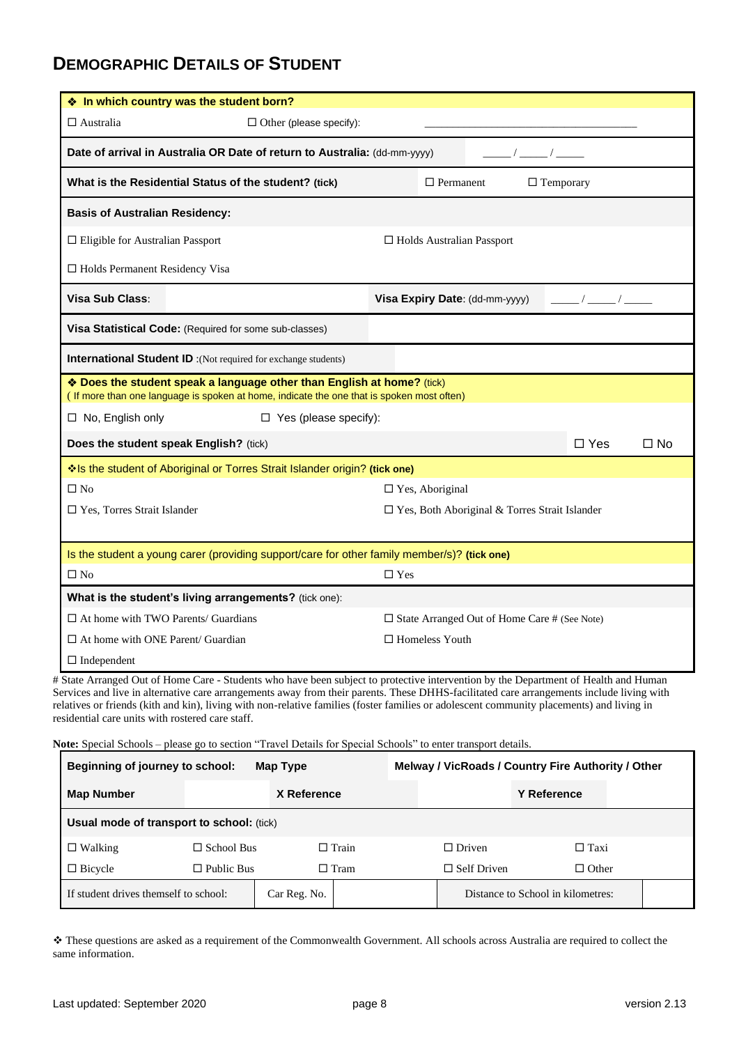## DEMOGRAPHIC DETAILS OF STUDENT

| ❖ **In which country was the student born?** | | | |
|---|---|---|---|
| ☐ Australia | ☐ Other (please specify): | ____________________ | |
| **Date of arrival in Australia OR Date of return to Australia:** (dd-mm-yyyy) | | ____ / ____ / ____ | |
| **What is the Residential Status of the student? (tick)** | | ☐ Permanent | ☐ Temporary |
| **Basis of Australian Residency:** | | | |
| ☐ Eligible for Australian Passport | | ☐ Holds Australian Passport | |
| ☐ Holds Permanent Residency Visa | | | |
| **Visa Sub Class**: | | **Visa Expiry Date**: (dd-mm-yyyy) | ____ / ____ / ____ |
| **Visa Statistical Code:** (Required for some sub-classes) | | | |
| **International Student ID** :(Not required for exchange students) | | | |
| ❖ **Does the student speak a language other than English at home?** (tick) ( If more than one language is spoken at home, indicate the one that is spoken most often) | | | |
| ☐ No, English only | ☐ Yes (please specify): | | |
| **Does the student speak English?** (tick) | | ☐ Yes | ☐ No |
| ❖Is the student of Aboriginal or Torres Strait Islander origin? **(tick one)** | | | |
| ☐ No | | ☐ Yes, Aboriginal | |
| ☐ Yes, Torres Strait Islander | | ☐ Yes, Both Aboriginal & Torres Strait Islander | |
| Is the student a young carer (providing support/care for other family member/s)? **(tick one)** | | | |
| ☐ No | | ☐ Yes | |
| **What is the student's living arrangements?** (tick one): | | | |
| ☐ At home with TWO Parents/ Guardians | | ☐ State Arranged Out of Home Care # (See Note) | |
| ☐ At home with ONE Parent/ Guardian | | ☐ Homeless Youth | |
| ☐ Independent | | | |

# State Arranged Out of Home Care - Students who have been subject to protective intervention by the Department of Health and Human Services and live in alternative care arrangements away from their parents. These DHHS-facilitated care arrangements include living with relatives or friends (kith and kin), living with non-relative families (foster families or adolescent community placements) and living in residential care units with rostered care staff.

**Note:** Special Schools – please go to section "Travel Details for Special Schools" to enter transport details.

| **Beginning of journey to school:** | | **Map Type** | | **Melway / VicRoads / Country Fire Authority / Other** | |
|---|---|---|---|---|---|
| **Map Number** | | **X Reference** | | **Y Reference** | |
| **Usual mode of transport to school:** (tick) | | | | | |
| ☐ Walking | ☐ School Bus | ☐ Train | ☐ Driven | ☐ Taxi | |
| ☐ Bicycle | ☐ Public Bus | ☐ Tram | ☐ Self Driven | ☐ Other | |
| If student drives themself to school: | Car Reg. No. | | Distance to School in kilometres: | | |

❖ These questions are asked as a requirement of the Commonwealth Government. All schools across Australia are required to collect the same information.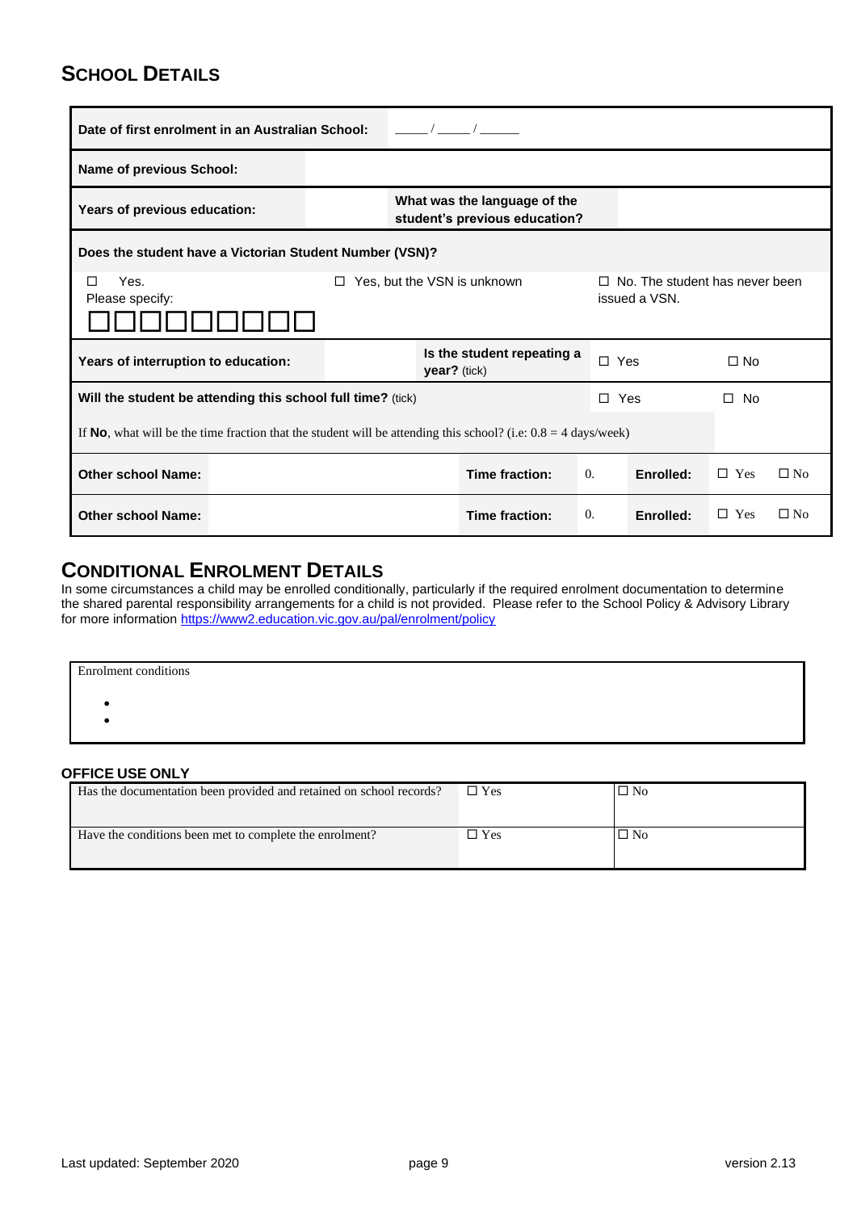## SCHOOL DETAILS

| | | | | | |
|---|---|---|---|---|---|
| **Date of first enrolment in an Australian School:** | ____ / ____ / _____ | | | | |
| **Name of previous School:** | | | | | |
| **Years of previous education:** | | **What was the language of the student's previous education?** | | | |
| **Does the student have a Victorian Student Number (VSN)?** | | | | | |
| ☐ Yes. Please specify: ☐☐☐☐☐☐☐☐☐ | | ☐ Yes, but the VSN is unknown | | ☐ No. The student has never been issued a VSN. | |
| **Years of interruption to education:** | | **Is the student repeating a year?** (tick) | | ☐ Yes | ☐ No |
| **Will the student be attending this school full time?** (tick) | | | | ☐ Yes | ☐ No |
| If **No**, what will be the time fraction that the student will be attending this school? (i.e: 0.8 = 4 days/week) | | | | | |
| **Other school Name:** | | **Time fraction:** 0. | | **Enrolled:** | ☐ Yes ☐ No |
| **Other school Name:** | | **Time fraction:** 0. | | **Enrolled:** | ☐ Yes ☐ No |

## CONDITIONAL ENROLMENT DETAILS

In some circumstances a child may be enrolled conditionally, particularly if the required enrolment documentation to determine the shared parental responsibility arrangements for a child is not provided. Please refer to the School Policy & Advisory Library for more information https://www2.education.vic.gov.au/pal/enrolment/policy

| Enrolment conditions |
|---|
| • <br> • |

### OFFICE USE ONLY

| | | |
|---|---|---|
| Has the documentation been provided and retained on school records? | ☐ Yes | ☐ No |
| Have the conditions been met to complete the enrolment? | ☐ Yes | ☐ No |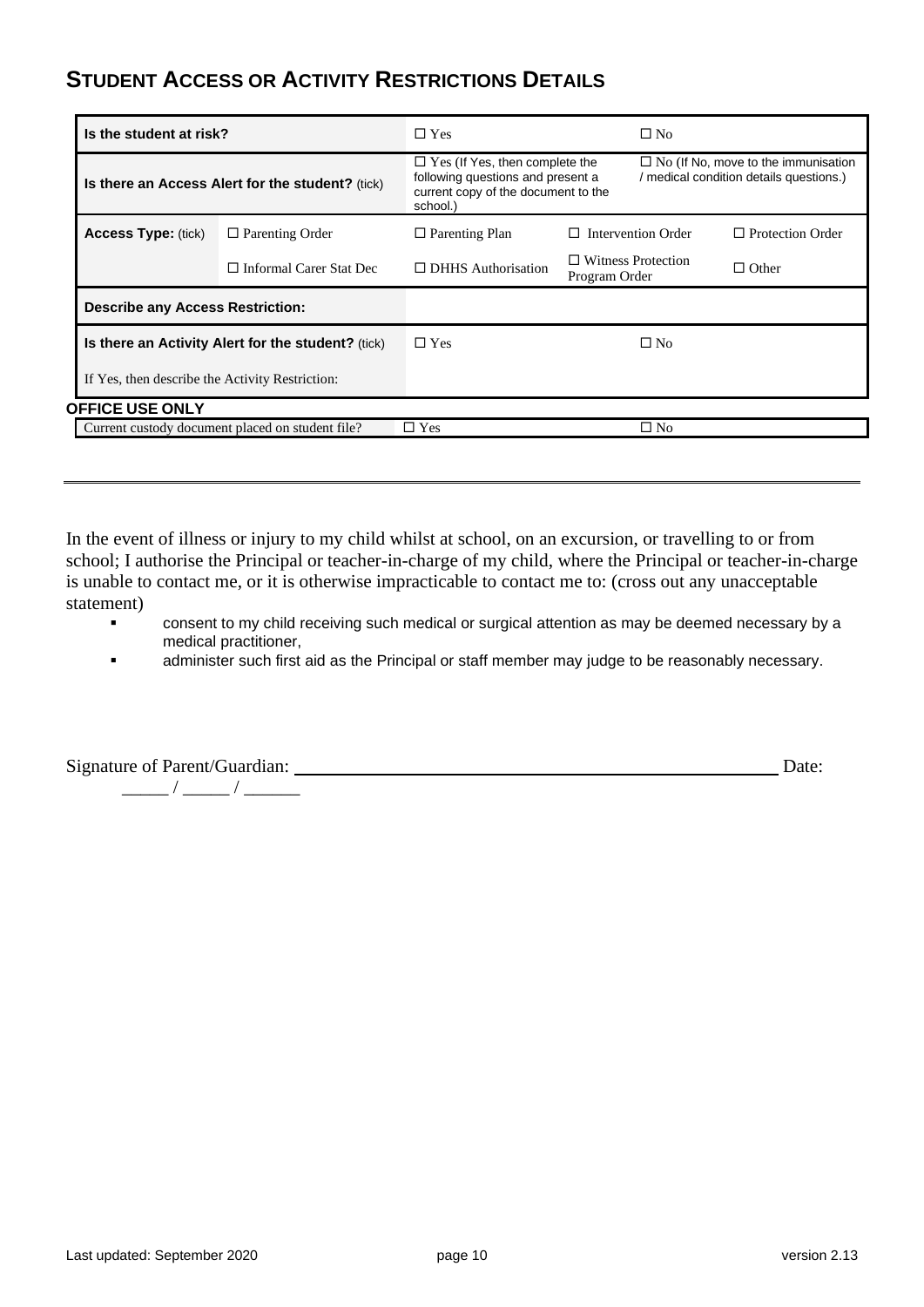## STUDENT ACCESS OR ACTIVITY RESTRICTIONS DETAILS

| | | | | |
|---|---|---|---|---|
| **Is the student at risk?** | | ☐ Yes | ☐ No | |
| **Is there an Access Alert for the student?** (tick) | | ☐ Yes (If Yes, then complete the following questions and present a current copy of the document to the school.) | ☐ No (If No, move to the immunisation / medical condition details questions.) | |
| **Access Type:** (tick) | ☐ Parenting Order | ☐ Parenting Plan | ☐ Intervention Order | ☐ Protection Order |
| | ☐ Informal Carer Stat Dec | ☐ DHHS Authorisation | ☐ Witness Protection Program Order | ☐ Other |
| **Describe any Access Restriction:** | | | | |
| **Is there an Activity Alert for the student?** (tick) | | ☐ Yes | ☐ No | |
| If Yes, then describe the Activity Restriction: | | | | |

**OFFICE USE ONLY**

| | | |
|---|---|---|
| Current custody document placed on student file? | ☐ Yes | ☐ No |

---

In the event of illness or injury to my child whilst at school, on an excursion, or travelling to or from school; I authorise the Principal or teacher-in-charge of my child, where the Principal or teacher-in-charge is unable to contact me, or it is otherwise impracticable to contact me to: (cross out any unacceptable statement)

- consent to my child receiving such medical or surgical attention as may be deemed necessary by a medical practitioner,
- administer such first aid as the Principal or staff member may judge to be reasonably necessary.

Signature of Parent/Guardian: ______________________________________________ Date: _____ / _____ / ______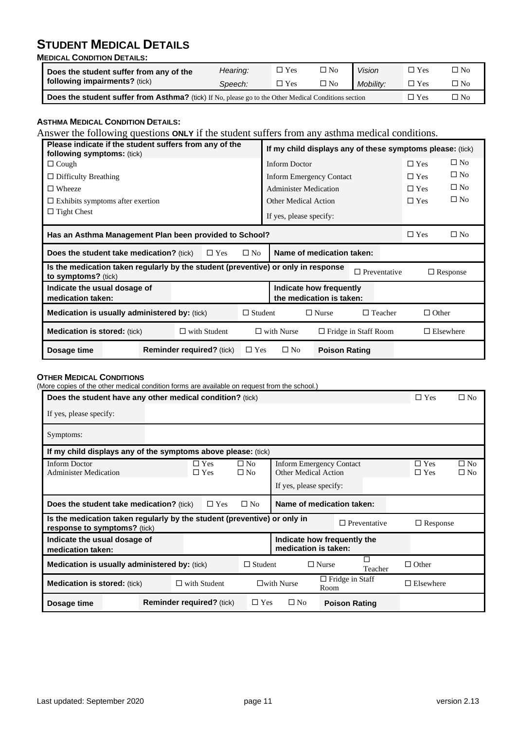# STUDENT MEDICAL DETAILS

**MEDICAL CONDITION DETAILS:**

| | | | | | | |
|---|---|---|---|---|---|---|
| **Does the student suffer from any of the following impairments?** (tick) | *Hearing:* | ☐ Yes | ☐ No | *Vision* | ☐ Yes | ☐ No |
| | *Speech:* | ☐ Yes | ☐ No | *Mobility:* | ☐ Yes | ☐ No |
| **Does the student suffer from Asthma?** (tick) If No, please go to the Other Medical Conditions section | | | | | ☐ Yes | ☐ No |

**ASTHMA MEDICAL CONDITION DETAILS:**

Answer the following questions **ONLY** if the student suffers from any asthma medical conditions.

| **Please indicate if the student suffers from any of the following symptoms:** (tick) | **If my child displays any of these symptoms please:** (tick) | | |
|---|---|---|---|
| ☐ Cough | Inform Doctor | ☐ Yes | ☐ No |
| ☐ Difficulty Breathing | Inform Emergency Contact | ☐ Yes | ☐ No |
| ☐ Wheeze | Administer Medication | ☐ Yes | ☐ No |
| ☐ Exhibits symptoms after exertion | Other Medical Action | ☐ Yes | ☐ No |
| ☐ Tight Chest | If yes, please specify: | | |

| | | | | | | | |
|---|---|---|---|---|---|---|---|
| **Has an Asthma Management Plan been provided to School?** | | | | | | ☐ Yes | ☐ No |
| **Does the student take medication?** (tick) | ☐ Yes | ☐ No | **Name of medication taken:** | | | | |
| **Is the medication taken regularly by the student (preventive) or only in response to symptoms?** (tick) | | | | | ☐ Preventative | | ☐ Response |
| **Indicate the usual dosage of medication taken:** | | | **Indicate how frequently the medication is taken:** | | | | |
| **Medication is usually administered by:** (tick) | | ☐ Student | | ☐ Nurse | ☐ Teacher | | ☐ Other |
| **Medication is stored:** (tick) | ☐ with Student | | ☐ with Nurse | | ☐ Fridge in Staff Room | | ☐ Elsewhere |
| **Dosage time** | | **Reminder required?** (tick) | ☐ Yes | ☐ No | **Poison Rating** | | |

**OTHER MEDICAL CONDITIONS**

(More copies of the other medical condition forms are available on request from the school.)

| | | | | | | | |
|---|---|---|---|---|---|---|---|
| **Does the student have any other medical condition?** (tick) | | | | | | ☐ Yes | ☐ No |
| If yes, please specify: | | | | | | | |
| Symptoms: | | | | | | | |
| **If my child displays any of the symptoms above please:** (tick) | | | | | | | |
| Inform Doctor | ☐ Yes | ☐ No | Inform Emergency Contact | | | ☐ Yes | ☐ No |
| Administer Medication | ☐ Yes | ☐ No | Other Medical Action | | | ☐ Yes | ☐ No |
| | | | If yes, please specify: | | | | |
| **Does the student take medication?** (tick) | ☐ Yes | ☐ No | **Name of medication taken:** | | | | |
| **Is the medication taken regularly by the student (preventive) or only in response to symptoms?** (tick) | | | | | ☐ Preventative | | ☐ Response |
| **Indicate the usual dosage of medication taken:** | | | **Indicate how frequently the medication is taken:** | | | | |
| **Medication is usually administered by:** (tick) | | ☐ Student | | ☐ Nurse | ☐ Teacher | | ☐ Other |
| **Medication is stored:** (tick) | ☐ with Student | | ☐ with Nurse | | ☐ Fridge in Staff Room | | ☐ Elsewhere |
| **Dosage time** | | **Reminder required?** (tick) | ☐ Yes | ☐ No | **Poison Rating** | | |

Last updated: September 2020 version 2.13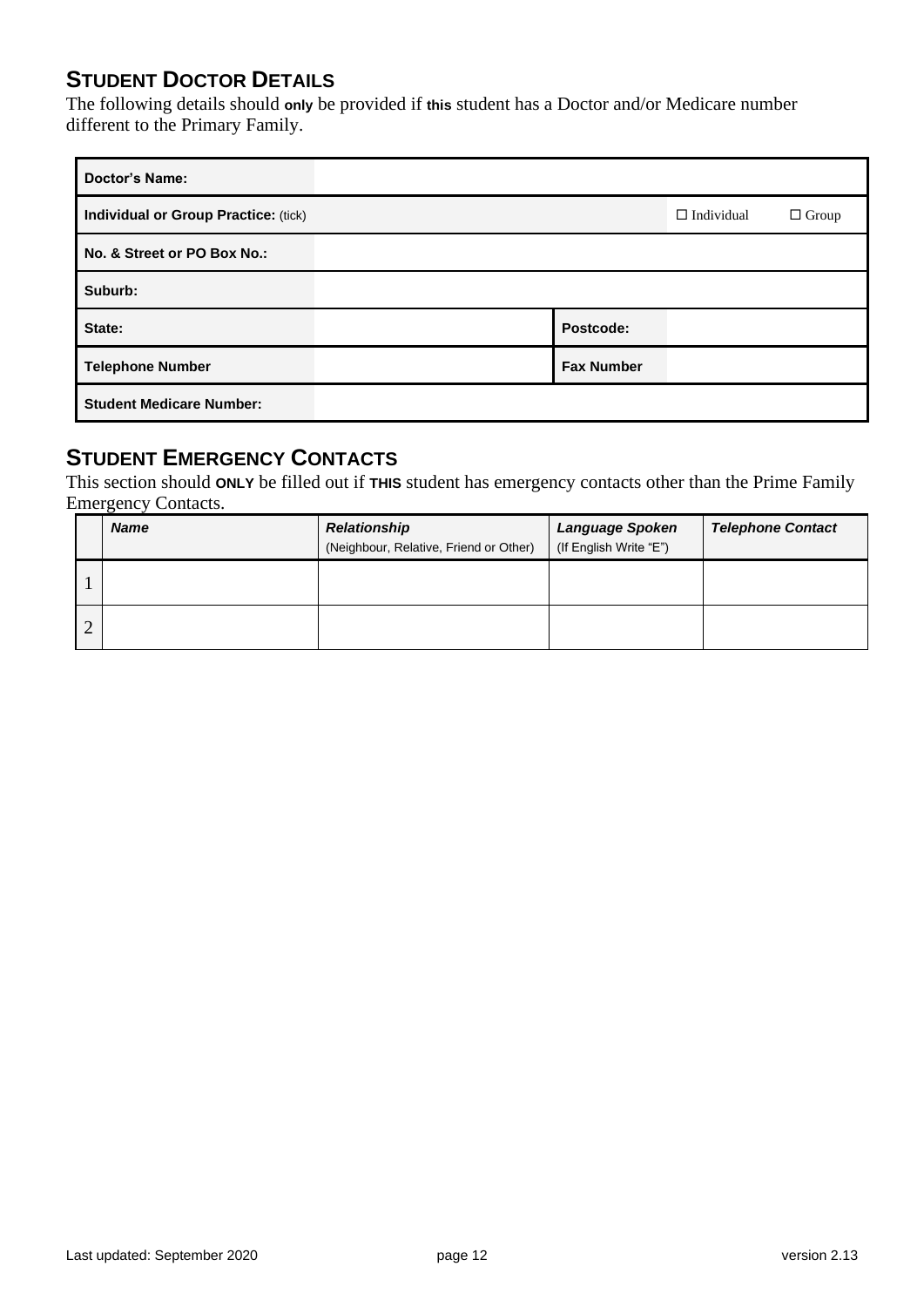## Student Doctor Details

The following details should **only** be provided if **this** student has a Doctor and/or Medicare number different to the Primary Family.

| | | | |
|---|---|---|---|
| **Doctor's Name:** | | | |
| **Individual or Group Practice:** (tick) | | ☐ Individual | ☐ Group |
| **No. & Street or PO Box No.:** | | | |
| **Suburb:** | | | |
| **State:** | | **Postcode:** | |
| **Telephone Number** | | **Fax Number** | |
| **Student Medicare Number:** | | | |

## Student Emergency Contacts

This section should **ONLY** be filled out if **THIS** student has emergency contacts other than the Prime Family Emergency Contacts.

| | ***Name*** | ***Relationship*** (Neighbour, Relative, Friend or Other) | ***Language Spoken*** (If English Write "E") | ***Telephone Contact*** |
|---|---|---|---|---|
| 1 | | | | |
| 2 | | | | |

Last updated: September 2020 version 2.13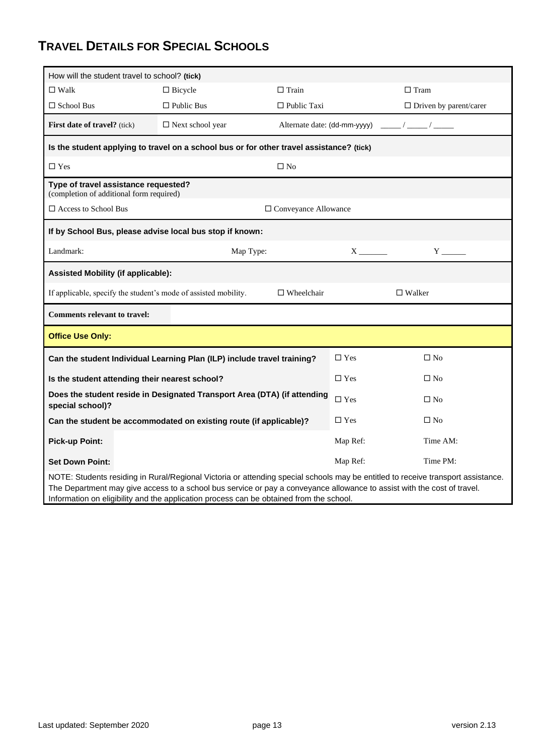## TRAVEL DETAILS FOR SPECIAL SCHOOLS

| How will the student travel to school? **(tick)** | | | |
|---|---|---|---|
| ☐ Walk | ☐ Bicycle | ☐ Train | ☐ Tram |
| ☐ School Bus | ☐ Public Bus | ☐ Public Taxi | ☐ Driven by parent/carer |
| **First date of travel?** (tick) | ☐ Next school year | Alternate date: (dd-mm-yyyy) | _____ / _____ / _____ |
| **Is the student applying to travel on a school bus or for other travel assistance? (tick)** | | | |
| ☐ Yes | | ☐ No | |
| **Type of travel assistance requested?** (completion of additional form required) | | | |
| ☐ Access to School Bus | | ☐ Conveyance Allowance | |
| **If by School Bus, please advise local bus stop if known:** | | | |
| Landmark: | Map Type: | X _______ | Y ______ |
| **Assisted Mobility (if applicable):** | | | |
| If applicable, specify the student's mode of assisted mobility. | | ☐ Wheelchair | ☐ Walker |
| **Comments relevant to travel:** | | | |
| **Office Use Only:** | | | |
| **Can the student Individual Learning Plan (ILP) include travel training?** | | ☐ Yes | ☐ No |
| **Is the student attending their nearest school?** | | ☐ Yes | ☐ No |
| **Does the student reside in Designated Transport Area (DTA) (if attending special school)?** | | ☐ Yes | ☐ No |
| **Can the student be accommodated on existing route (if applicable)?** | | ☐ Yes | ☐ No |
| **Pick-up Point:** | | Map Ref: | Time AM: |
| **Set Down Point:** | | Map Ref: | Time PM: |

NOTE: Students residing in Rural/Regional Victoria or attending special schools may be entitled to receive transport assistance. The Department may give access to a school bus service or pay a conveyance allowance to assist with the cost of travel. Information on eligibility and the application process can be obtained from the school.

Last updated: September 2020 version 2.13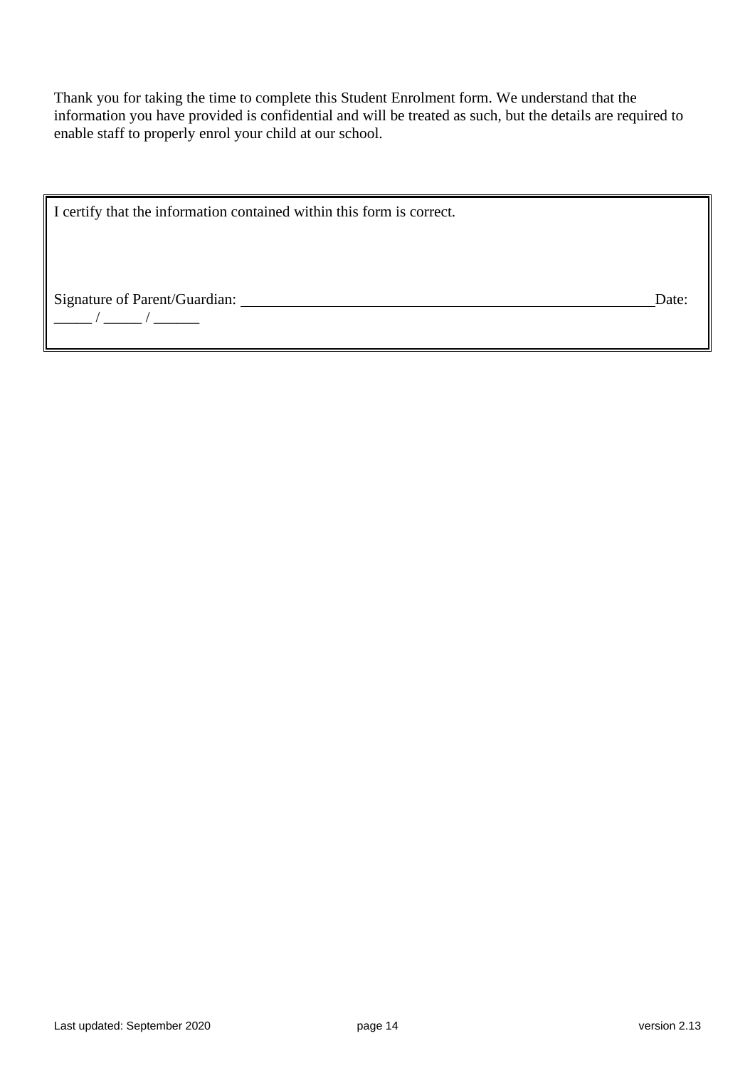Thank you for taking the time to complete this Student Enrolment form. We understand that the information you have provided is confidential and will be treated as such, but the details are required to enable staff to properly enrol your child at our school.

| I certify that the information contained within this form is correct.<br><br><br>Signature of Parent/Guardian: ________________________________________________ Date: _____ / _____ / ______ |
|---|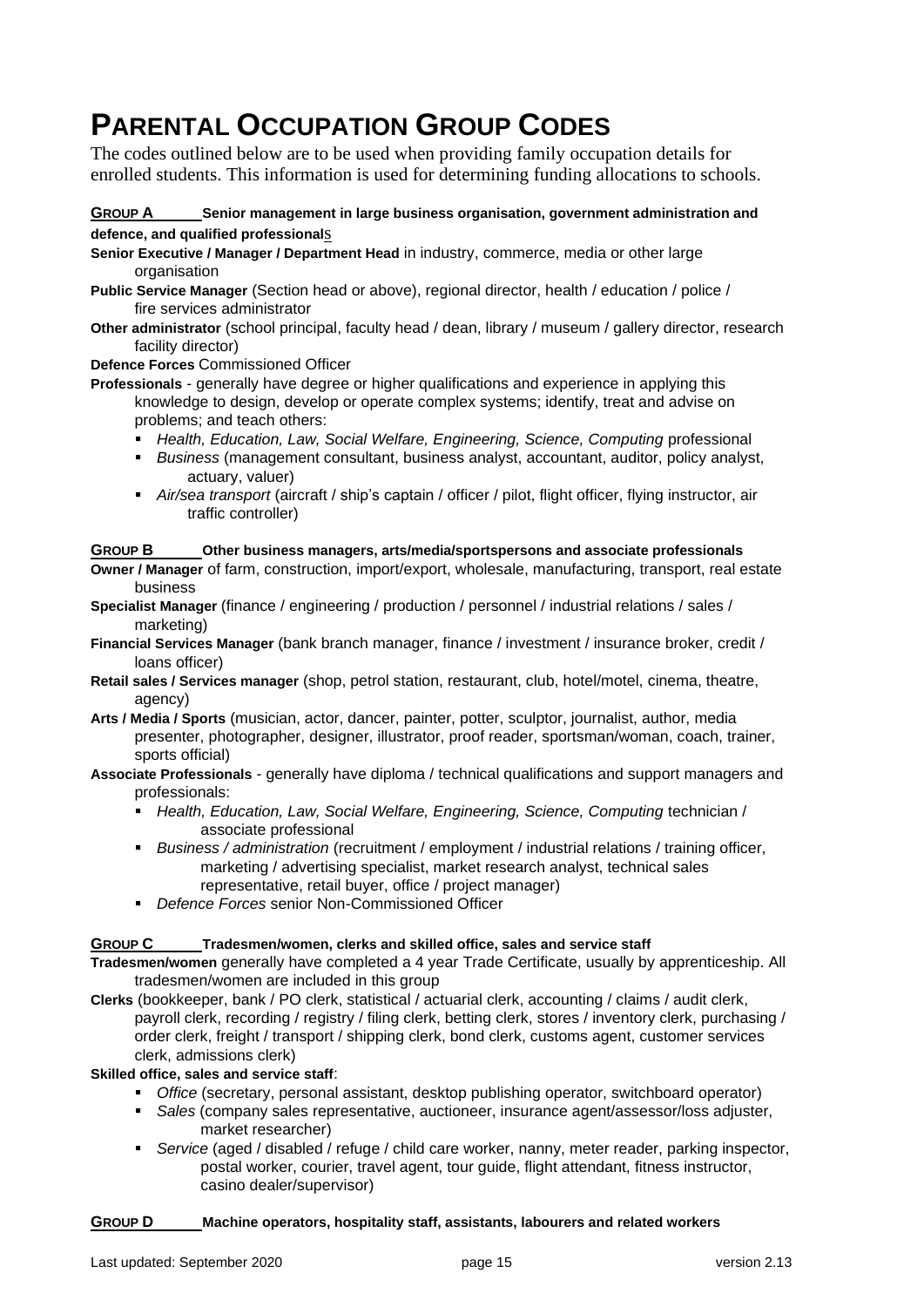# PARENTAL OCCUPATION GROUP CODES

The codes outlined below are to be used when providing family occupation details for enrolled students. This information is used for determining funding allocations to schools.

**GROUP A Senior management in large business organisation, government administration and defence, and qualified professionals**

**Senior Executive / Manager / Department Head** in industry, commerce, media or other large organisation

**Public Service Manager** (Section head or above), regional director, health / education / police / fire services administrator

**Other administrator** (school principal, faculty head / dean, library / museum / gallery director, research facility director)

**Defence Forces** Commissioned Officer

**Professionals** - generally have degree or higher qualifications and experience in applying this knowledge to design, develop or operate complex systems; identify, treat and advise on problems; and teach others:

- *Health, Education, Law, Social Welfare, Engineering, Science, Computing* professional
- *Business* (management consultant, business analyst, accountant, auditor, policy analyst, actuary, valuer)
- *Air/sea transport* (aircraft / ship's captain / officer / pilot, flight officer, flying instructor, air traffic controller)

**GROUP B Other business managers, arts/media/sportspersons and associate professionals**

**Owner / Manager** of farm, construction, import/export, wholesale, manufacturing, transport, real estate business

**Specialist Manager** (finance / engineering / production / personnel / industrial relations / sales / marketing)

**Financial Services Manager** (bank branch manager, finance / investment / insurance broker, credit / loans officer)

**Retail sales / Services manager** (shop, petrol station, restaurant, club, hotel/motel, cinema, theatre, agency)

**Arts / Media / Sports** (musician, actor, dancer, painter, potter, sculptor, journalist, author, media presenter, photographer, designer, illustrator, proof reader, sportsman/woman, coach, trainer, sports official)

**Associate Professionals** - generally have diploma / technical qualifications and support managers and professionals:

- *Health, Education, Law, Social Welfare, Engineering, Science, Computing* technician / associate professional
- *Business / administration* (recruitment / employment / industrial relations / training officer, marketing / advertising specialist, market research analyst, technical sales representative, retail buyer, office / project manager)
- *Defence Forces* senior Non-Commissioned Officer

**GROUP C Tradesmen/women, clerks and skilled office, sales and service staff**

**Tradesmen/women** generally have completed a 4 year Trade Certificate, usually by apprenticeship. All tradesmen/women are included in this group

**Clerks** (bookkeeper, bank / PO clerk, statistical / actuarial clerk, accounting / claims / audit clerk, payroll clerk, recording / registry / filing clerk, betting clerk, stores / inventory clerk, purchasing / order clerk, freight / transport / shipping clerk, bond clerk, customs agent, customer services clerk, admissions clerk)

**Skilled office, sales and service staff**:

- *Office* (secretary, personal assistant, desktop publishing operator, switchboard operator)
- *Sales* (company sales representative, auctioneer, insurance agent/assessor/loss adjuster, market researcher)
- *Service* (aged / disabled / refuge / child care worker, nanny, meter reader, parking inspector, postal worker, courier, travel agent, tour guide, flight attendant, fitness instructor, casino dealer/supervisor)

**GROUP D Machine operators, hospitality staff, assistants, labourers and related workers**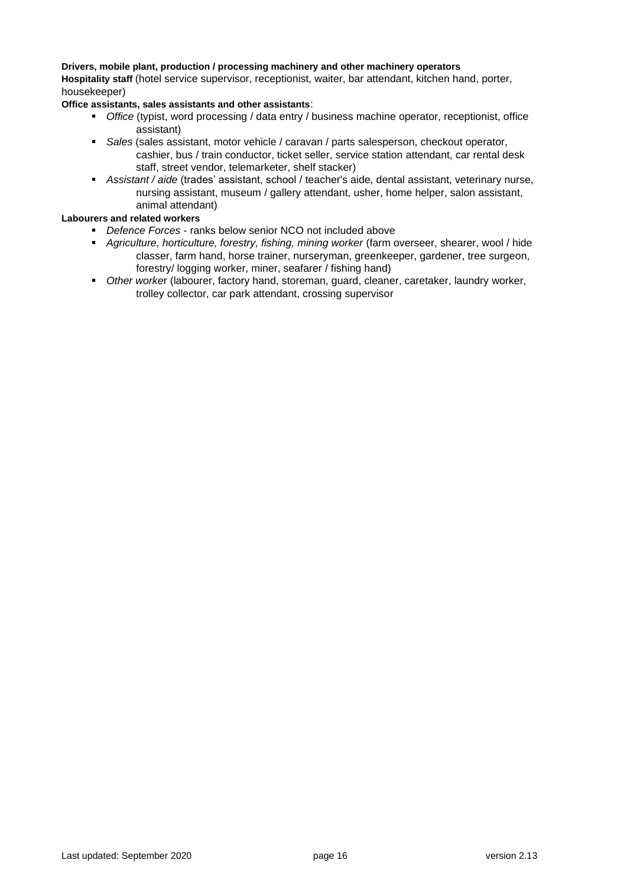**Drivers, mobile plant, production / processing machinery and other machinery operators**

**Hospitality staff** (hotel service supervisor, receptionist, waiter, bar attendant, kitchen hand, porter, housekeeper)

**Office assistants, sales assistants and other assistants**:

- *Office* (typist, word processing / data entry / business machine operator, receptionist, office assistant)
- *Sales* (sales assistant, motor vehicle / caravan / parts salesperson, checkout operator, cashier, bus / train conductor, ticket seller, service station attendant, car rental desk staff, street vendor, telemarketer, shelf stacker)
- *Assistant / aide* (trades' assistant, school / teacher's aide, dental assistant, veterinary nurse, nursing assistant, museum / gallery attendant, usher, home helper, salon assistant, animal attendant)

**Labourers and related workers**

- *Defence Forces* - ranks below senior NCO not included above
- *Agriculture, horticulture, forestry, fishing, mining worker* (farm overseer, shearer, wool / hide classer, farm hand, horse trainer, nurseryman, greenkeeper, gardener, tree surgeon, forestry/ logging worker, miner, seafarer / fishing hand)
- *Other worker* (labourer, factory hand, storeman, guard, cleaner, caretaker, laundry worker, trolley collector, car park attendant, crossing supervisor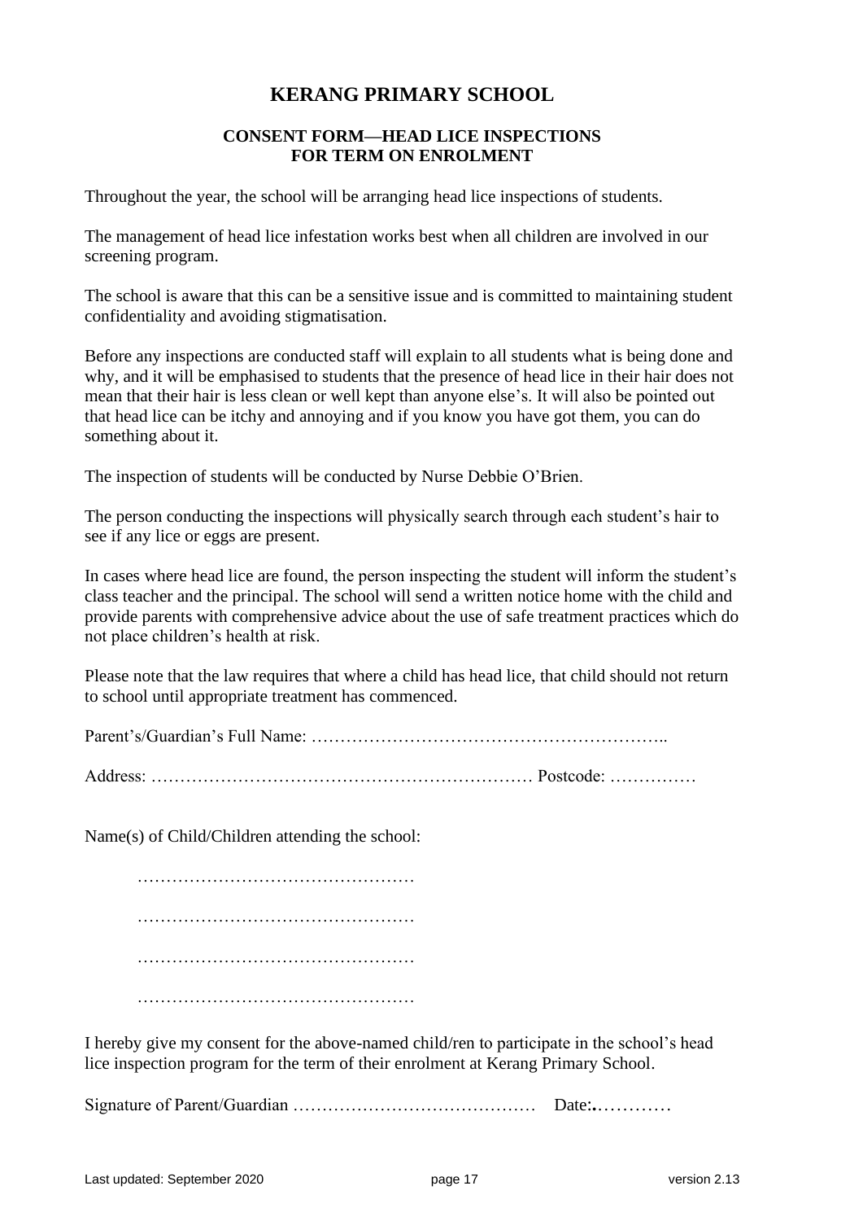# KERANG PRIMARY SCHOOL

### CONSENT FORM—HEAD LICE INSPECTIONS FOR TERM ON ENROLMENT

Throughout the year, the school will be arranging head lice inspections of students.

The management of head lice infestation works best when all children are involved in our screening program.

The school is aware that this can be a sensitive issue and is committed to maintaining student confidentiality and avoiding stigmatisation.

Before any inspections are conducted staff will explain to all students what is being done and why, and it will be emphasised to students that the presence of head lice in their hair does not mean that their hair is less clean or well kept than anyone else's. It will also be pointed out that head lice can be itchy and annoying and if you know you have got them, you can do something about it.

The inspection of students will be conducted by Nurse Debbie O'Brien.

The person conducting the inspections will physically search through each student's hair to see if any lice or eggs are present.

In cases where head lice are found, the person inspecting the student will inform the student's class teacher and the principal. The school will send a written notice home with the child and provide parents with comprehensive advice about the use of safe treatment practices which do not place children's health at risk.

Please note that the law requires that where a child has head lice, that child should not return to school until appropriate treatment has commenced.

Parent's/Guardian's Full Name: ……………………………………………………..

Address: ………………………………………………………… Postcode: ……………

Name(s) of Child/Children attending the school:

…………………………………………

…………………………………………

…………………………………………

…………………………………………

I hereby give my consent for the above-named child/ren to participate in the school's head lice inspection program for the term of their enrolment at Kerang Primary School.

Signature of Parent/Guardian …………………………………… Date:.…………

Last updated: September 2020 version 2.13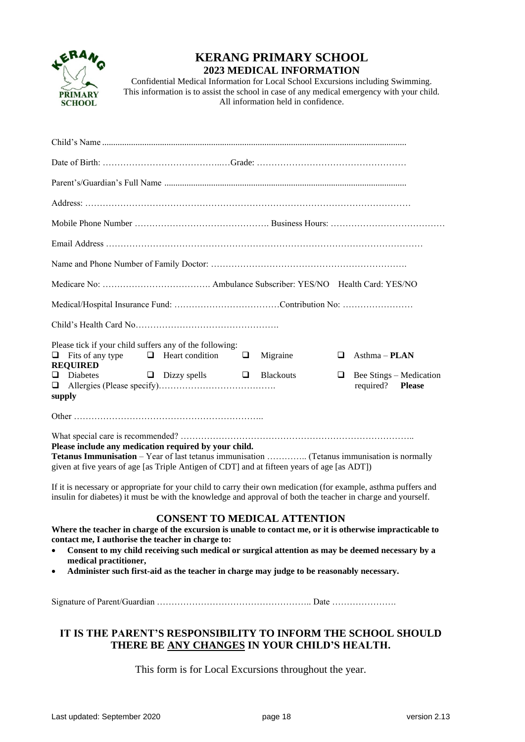# KERANG PRIMARY SCHOOL
## 2023 MEDICAL INFORMATION

Confidential Medical Information for Local School Excursions including Swimming.
This information is to assist the school in case of any medical emergency with your child.
All information held in confidence.

Child's Name ..........................................................................................................................................

Date of Birth: ……………………………….…Grade: ……………………………………………

Parent's/Guardian's Full Name ..........................................................................................................

Address: ……………………………………………………………………………………………

Mobile Phone Number ………………………………………. Business Hours: …………………………………

Email Address ……………………………………………………………………………………………

Name and Phone Number of Family Doctor: ……………………………………………………….

Medicare No: ………………………………. Ambulance Subscriber: YES/NO Health Card: YES/NO

Medical/Hospital Insurance Fund: ………………………………Contribution No: ……………………

Child's Health Card No………………………………………….

Please tick if your child suffers any of the following:

- ❑ Fits of any type
- ❑ Heart condition
- ❑ Migraine
- ❑ Asthma – **PLAN REQUIRED**
- ❑ Diabetes
- ❑ Dizzy spells
- ❑ Blackouts
- ❑ Bee Stings – Medication required? **Please supply**
- ❑ Allergies (Please specify)………………………………….

Other ………………………………………………………..

What special care is recommended? ……………………………………………………………………..

**Please include any medication required by your child.**

**Tetanus Immunisation** – Year of last tetanus immunisation ………….. (Tetanus immunisation is normally given at five years of age [as Triple Antigen of CDT] and at fifteen years of age [as ADT])

If it is necessary or appropriate for your child to carry their own medication (for example, asthma puffers and insulin for diabetes) it must be with the knowledge and approval of both the teacher in charge and yourself.

### CONSENT TO MEDICAL ATTENTION

**Where the teacher in charge of the excursion is unable to contact me, or it is otherwise impracticable to contact me, I authorise the teacher in charge to:**

- **Consent to my child receiving such medical or surgical attention as may be deemed necessary by a medical practitioner,**
- **Administer such first-aid as the teacher in charge may judge to be reasonably necessary.**

Signature of Parent/Guardian …………………………………………….. Date ………………….

**IT IS THE PARENT'S RESPONSIBILITY TO INFORM THE SCHOOL SHOULD THERE BE <u>ANY CHANGES</u> IN YOUR CHILD'S HEALTH.**

This form is for Local Excursions throughout the year.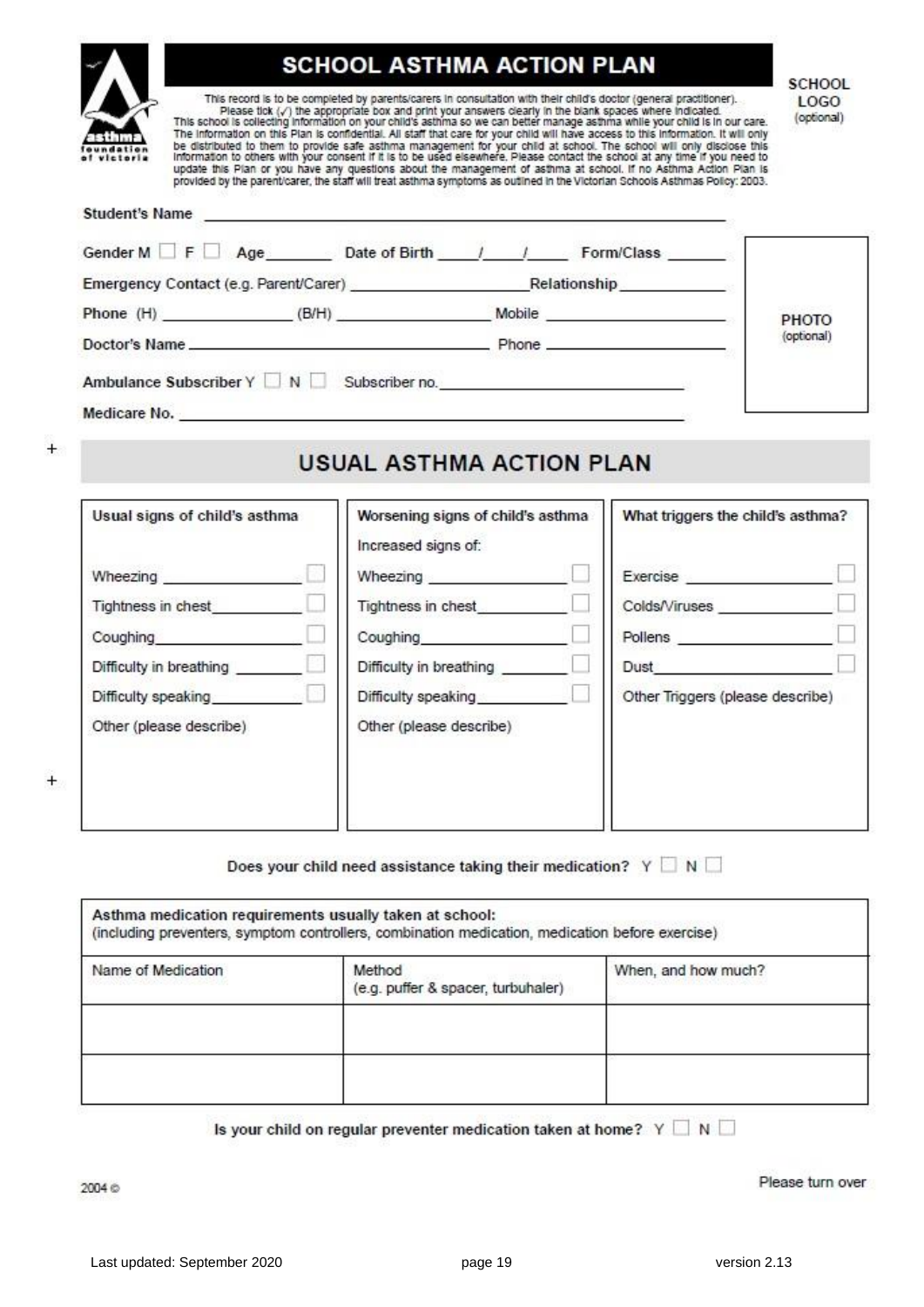# SCHOOL ASTHMA ACTION PLAN

SCHOOL LOGO (optional)

This record is to be completed by parents/carers in consultation with their child's doctor (general practitioner). Please tick (✓) the appropriate box and print your answers clearly in the blank spaces where indicated. This school is collecting information on your child's asthma so we can better manage asthma while your child is in our care. The information on this Plan is confidential. All staff that care for your child will have access to this information. It will only be distributed to them to provide safe asthma management for your child at school. The school will only disclose this information to others with your consent if it is to be used elsewhere. Please contact the school at any time if you need to update this Plan or you have any questions about the management of asthma at school. If no Asthma Action Plan is provided by the parent/carer, the staff will treat asthma symptoms as outlined in the Victorian Schools Asthmas Policy: 2003.

Student's Name ______________________________

Gender M ☐ F ☐ Age ________ Date of Birth ____/____/____ Form/Class ______

Emergency Contact (e.g. Parent/Carer) ______________________ Relationship ____________

Phone (H) ______________ (B/H) ______________ Mobile ______________

Doctor's Name ______________________ Phone ______________

Ambulance Subscriber Y ☐ N ☐ Subscriber no. ______________________

Medicare No. ______________________________

PHOTO (optional)

## USUAL ASTHMA ACTION PLAN

| Usual signs of child's asthma | Worsening signs of child's asthma | What triggers the child's asthma? |
|---|---|---|
| | Increased signs of: | |
| Wheezing ________ ☐ | Wheezing ________ ☐ | Exercise ________ ☐ |
| Tightness in chest ________ ☐ | Tightness in chest ________ ☐ | Colds/Viruses ________ ☐ |
| Coughing ________ ☐ | Coughing ________ ☐ | Pollens ________ ☐ |
| Difficulty in breathing ________ ☐ | Difficulty in breathing ________ ☐ | Dust ________ ☐ |
| Difficulty speaking ________ ☐ | Difficulty speaking ________ ☐ | Other Triggers (please describe) |
| Other (please describe) | Other (please describe) | |

Does your child need assistance taking their medication? Y ☐ N ☐

**Asthma medication requirements usually taken at school:**
(including preventers, symptom controllers, combination medication, medication before exercise)

| Name of Medication | Method (e.g. puffer & spacer, turbuhaler) | When, and how much? |
|---|---|---|
| | | |
| | | |

Is your child on regular preventer medication taken at home? Y ☐ N ☐

2004 ©

Please turn over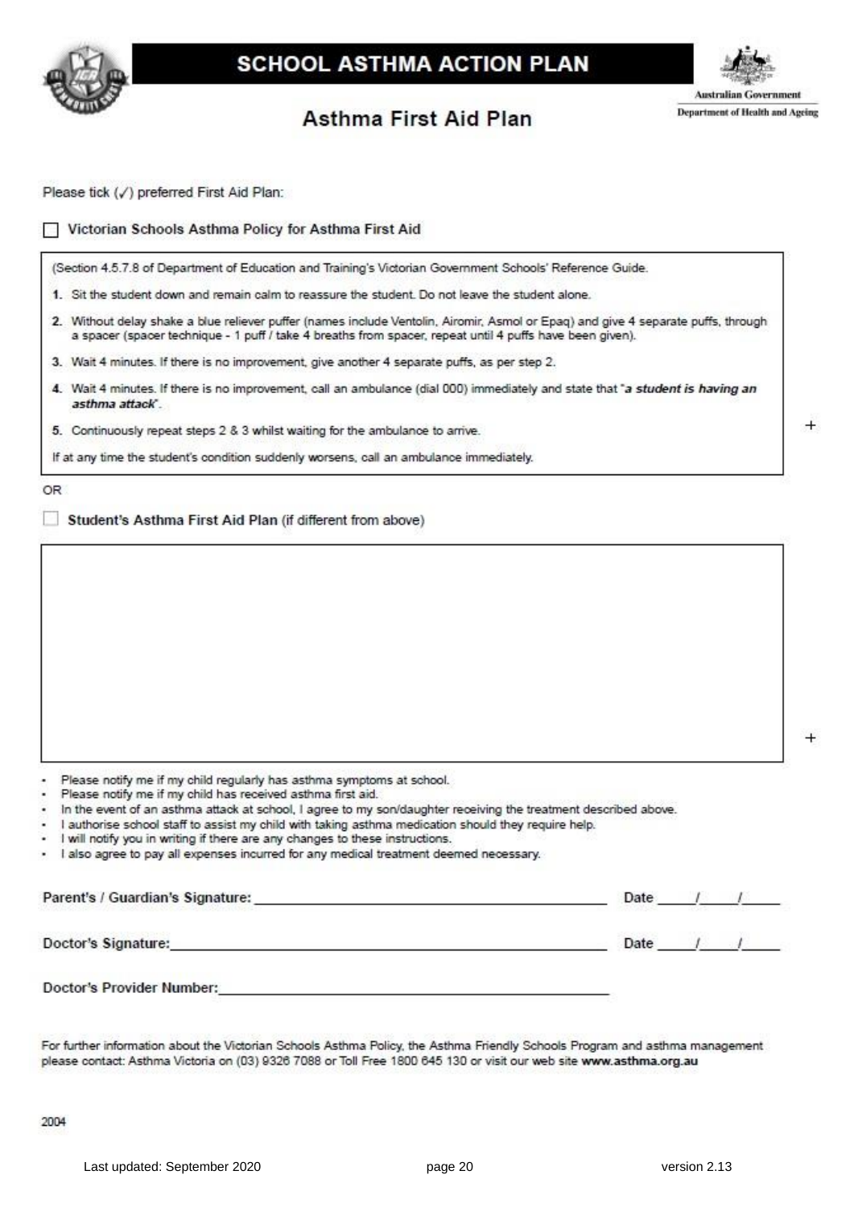# SCHOOL ASTHMA ACTION PLAN

Australian Government
Department of Health and Ageing

## Asthma First Aid Plan

Please tick (✓) preferred First Aid Plan:

☐ **Victorian Schools Asthma Policy for Asthma First Aid**

(Section 4.5.7.8 of Department of Education and Training's Victorian Government Schools' Reference Guide.

1. Sit the student down and remain calm to reassure the student. Do not leave the student alone.
2. Without delay shake a blue reliever puffer (names include Ventolin, Airomir, Asmol or Epaq) and give 4 separate puffs, through a spacer (spacer technique - 1 puff / take 4 breaths from spacer, repeat until 4 puffs have been given).
3. Wait 4 minutes. If there is no improvement, give another 4 separate puffs, as per step 2.
4. Wait 4 minutes. If there is no improvement, call an ambulance (dial 000) immediately and state that "***a student is having an asthma attack***".
5. Continuously repeat steps 2 & 3 whilst waiting for the ambulance to arrive.

If at any time the student's condition suddenly worsens, call an ambulance immediately.

OR

☐ **Student's Asthma First Aid Plan** (if different from above)

- Please notify me if my child regularly has asthma symptoms at school.
- Please notify me if my child has received asthma first aid.
- In the event of an asthma attack at school, I agree to my son/daughter receiving the treatment described above.
- I authorise school staff to assist my child with taking asthma medication should they require help.
- I will notify you in writing if there are any changes to these instructions.
- I also agree to pay all expenses incurred for any medical treatment deemed necessary.

**Parent's / Guardian's Signature:** ____________________ Date ____/____/____

**Doctor's Signature:** ____________________ Date ____/____/____

**Doctor's Provider Number:** ____________________

For further information about the Victorian Schools Asthma Policy, the Asthma Friendly Schools Program and asthma management please contact: Asthma Victoria on (03) 9326 7088 or Toll Free 1800 645 130 or visit our web site **www.asthma.org.au**

2004